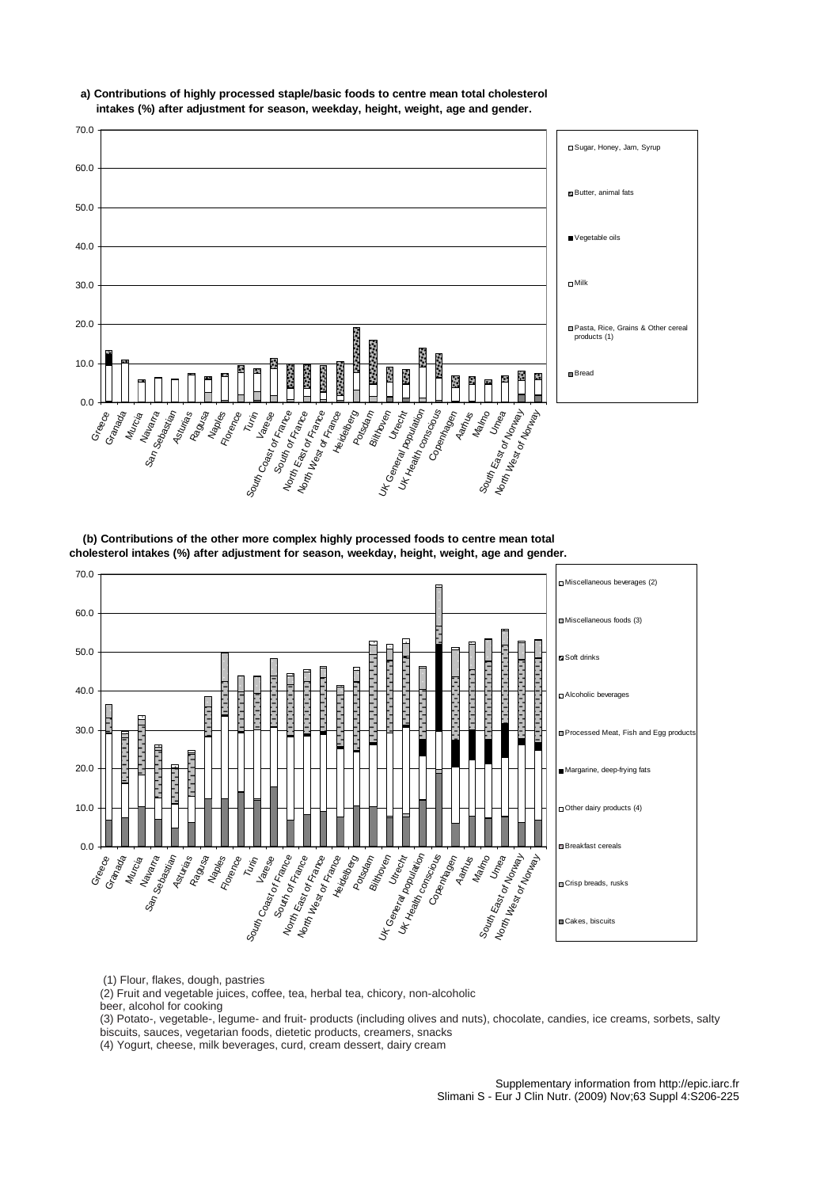**a) Contributions of highly processed staple/basic foods to centre mean total cholesterol intakes (%) after adjustment for season, weekday, height, weight, age and gender.**

**(b) Contributions of the other more complex highly processed foods to centre mean total cholesterol intakes (%) after adjustment for season, weekday, height, weight, age and gender.**

(1) Flour, flakes, dough, pastries

(2) Fruit and vegetable juices, coffee, tea, herbal tea, chicory, non-alcoholic beer, alcohol for cooking

(3) Potato-, vegetable-, legume- and fruit- products (including olives and nuts), chocolate, candies, ice creams, sorbets, salty biscuits, sauces, vegetarian foods, dietetic products, creamers, snacks

(4) Yogurt, cheese, milk beverages, curd, cream dessert, dairy cream

Supplementary information from http://epic.iarc.fr
Slimani S - Eur J Clin Nutr. (2009) Nov;63 Suppl 4:S206-225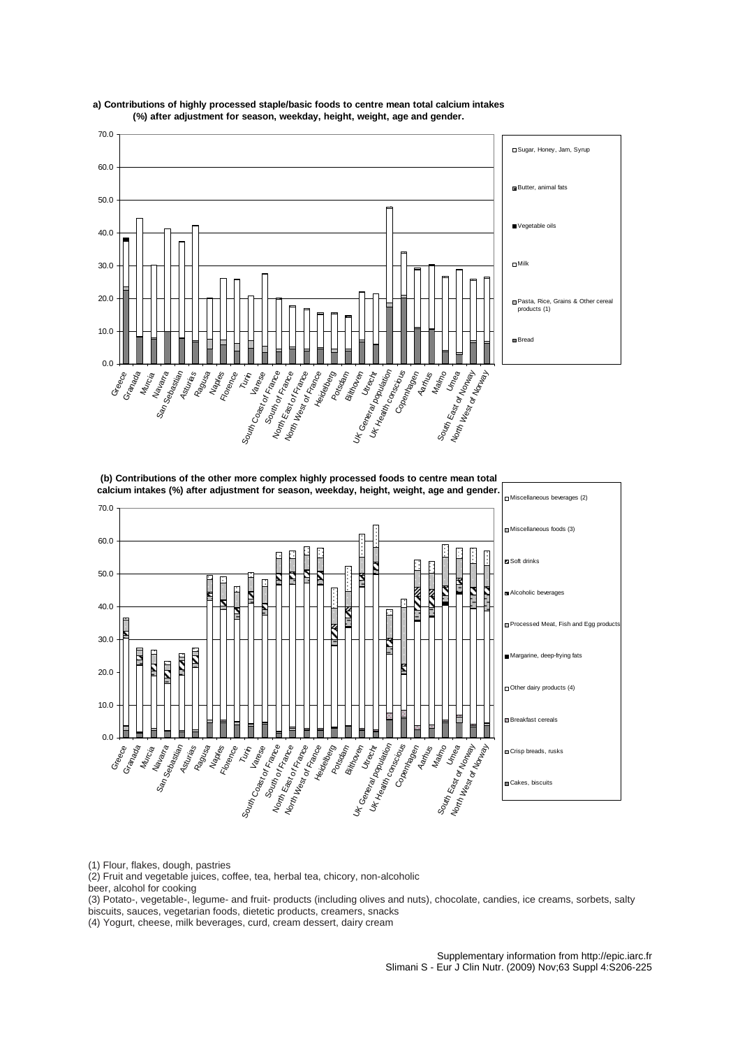**a) Contributions of highly processed staple/basic foods to centre mean total calcium intakes (%) after adjustment for season, weekday, height, weight, age and gender.**

**(b) Contributions of the other more complex highly processed foods to centre mean total calcium intakes (%) after adjustment for season, weekday, height, weight, age and gender.**

(1) Flour, flakes, dough, pastries

(2) Fruit and vegetable juices, coffee, tea, herbal tea, chicory, non-alcoholic beer, alcohol for cooking

(3) Potato-, vegetable-, legume- and fruit- products (including olives and nuts), chocolate, candies, ice creams, sorbets, salty biscuits, sauces, vegetarian foods, dietetic products, creamers, snacks

(4) Yogurt, cheese, milk beverages, curd, cream dessert, dairy cream

Supplementary information from http://epic.iarc.fr
Slimani S - Eur J Clin Nutr. (2009) Nov;63 Suppl 4:S206-225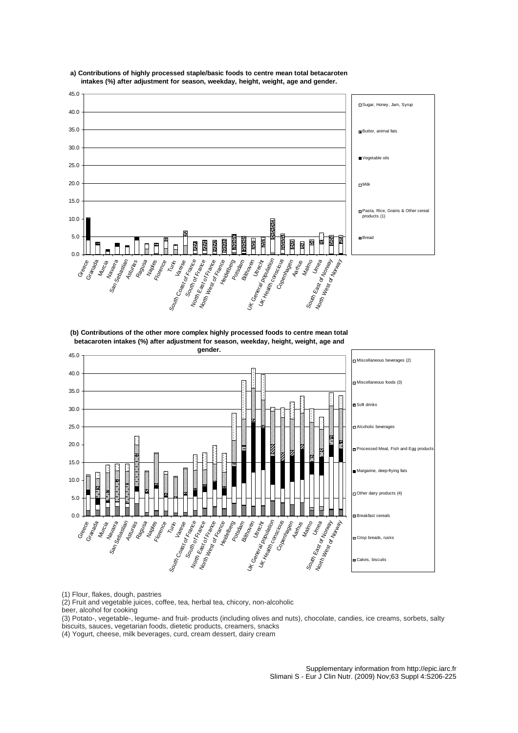**a) Contributions of highly processed staple/basic foods to centre mean total betacaroten intakes (%) after adjustment for season, weekday, height, weight, age and gender.**

Legend: Sugar, Honey, Jam, Syrup; Butter, animal fats; Vegetable oils; Milk; Pasta, Rice, Grains & Other cereal products (1); Bread

Centres: Greece, Granada, Murcia, Navarra, San Sebastian, Asturias, Ragusa, Naples, Florence, Turin, Varese, South Coast of France, South of France, North East of France, North West of France, Heidelberg, Potsdam, Bilthoven, Utrecht, UK General population, UK Health conscious, Copenhagen, Aarhus, Malmo, Umea, South East of Norway, North West of Norway

**(b) Contributions of the other more complex highly processed foods to centre mean total betacaroten intakes (%) after adjustment for season, weekday, height, weight, age and gender.**

Legend: Miscellaneous beverages (2); Miscellaneous foods (3); Soft drinks; Alcoholic beverages; Processed Meat, Fish and Egg products; Margarine, deep-frying fats; Other dairy products (4); Breakfast cereals; Crisp breads, rusks; Cakes, biscuits

Centres: Greece, Granada, Murcia, Navarra, San Sebastian, Asturias, Ragusa, Naples, Florence, Turin, Varese, South Coast of France, South of France, North East of France, North West of France, Heidelberg, Potsdam, Bilthoven, Utrecht, UK General population, UK Health conscious, Copenhagen, Aarhus, Malmo, Umea, South East of Norway, North West of Norway

(1) Flour, flakes, dough, pastries
(2) Fruit and vegetable juices, coffee, tea, herbal tea, chicory, non-alcoholic beer, alcohol for cooking
(3) Potato-, vegetable-, legume- and fruit- products (including olives and nuts), chocolate, candies, ice creams, sorbets, salty biscuits, sauces, vegetarian foods, dietetic products, creamers, snacks
(4) Yogurt, cheese, milk beverages, curd, cream dessert, dairy cream

Supplementary information from http://epic.iarc.fr
Slimani S - Eur J Clin Nutr. (2009) Nov;63 Suppl 4:S206-225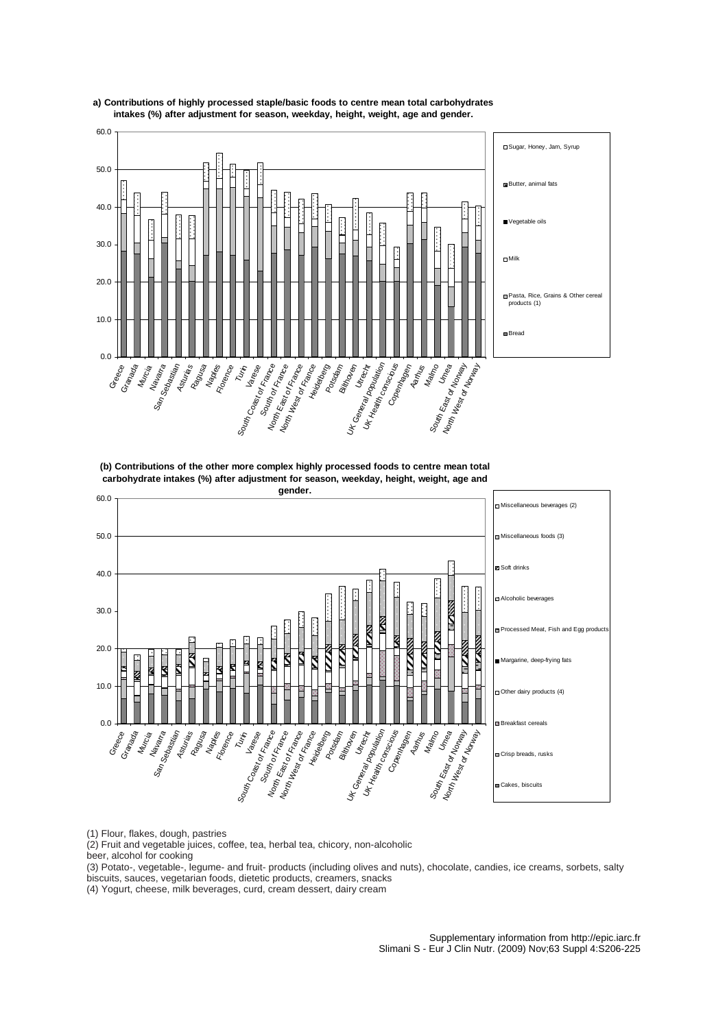**a) Contributions of highly processed staple/basic foods to centre mean total carbohydrates intakes (%) after adjustment for season, weekday, height, weight, age and gender.**

**(b) Contributions of the other more complex highly processed foods to centre mean total carbohydrate intakes (%) after adjustment for season, weekday, height, weight, age and gender.**

(1) Flour, flakes, dough, pastries
(2) Fruit and vegetable juices, coffee, tea, herbal tea, chicory, non-alcoholic beer, alcohol for cooking
(3) Potato-, vegetable-, legume- and fruit- products (including olives and nuts), chocolate, candies, ice creams, sorbets, salty biscuits, sauces, vegetarian foods, dietetic products, creamers, snacks
(4) Yogurt, cheese, milk beverages, curd, cream dessert, dairy cream

Supplementary information from http://epic.iarc.fr
Slimani S - Eur J Clin Nutr. (2009) Nov;63 Suppl 4:S206-225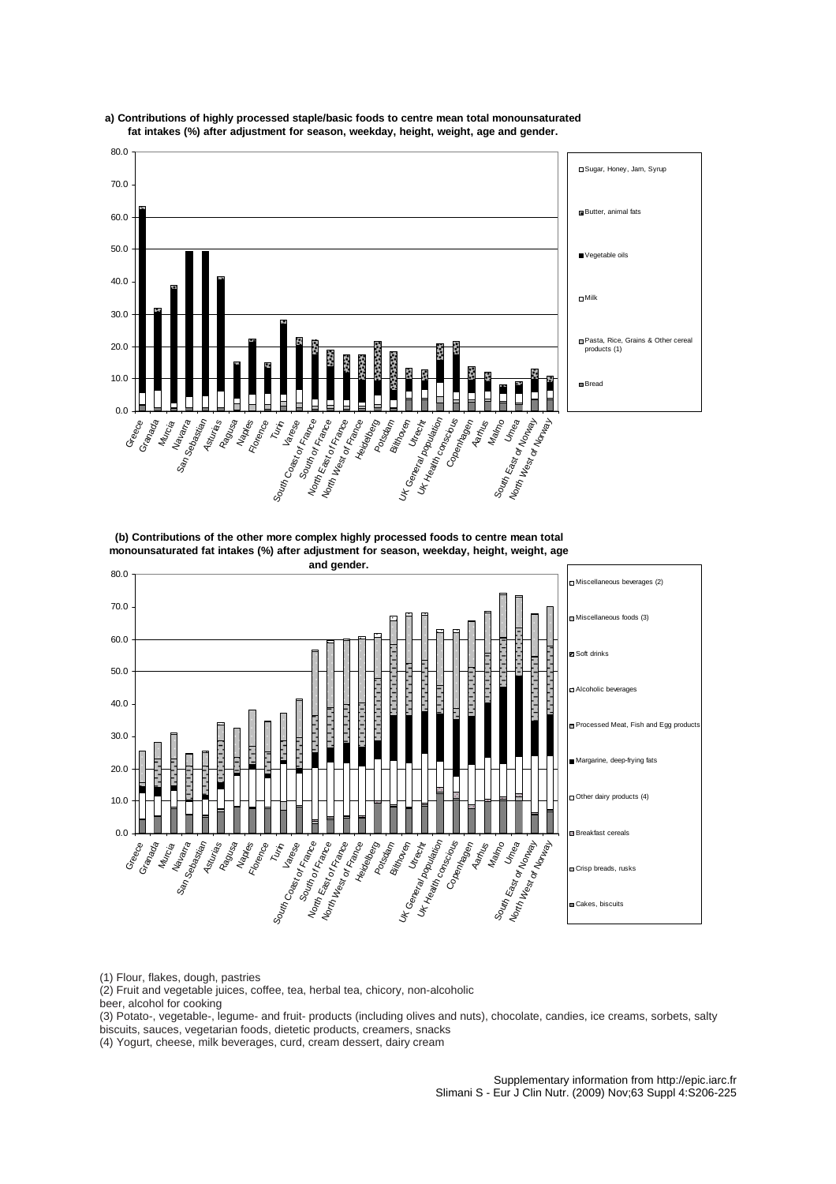**a) Contributions of highly processed staple/basic foods to centre mean total monounsaturated fat intakes (%) after adjustment for season, weekday, height, weight, age and gender.**

**(b) Contributions of the other more complex highly processed foods to centre mean total monounsaturated fat intakes (%) after adjustment for season, weekday, height, weight, age and gender.**

(1) Flour, flakes, dough, pastries

(2) Fruit and vegetable juices, coffee, tea, herbal tea, chicory, non-alcoholic beer, alcohol for cooking

(3) Potato-, vegetable-, legume- and fruit- products (including olives and nuts), chocolate, candies, ice creams, sorbets, salty biscuits, sauces, vegetarian foods, dietetic products, creamers, snacks

(4) Yogurt, cheese, milk beverages, curd, cream dessert, dairy cream

Supplementary information from http://epic.iarc.fr
Slimani S - Eur J Clin Nutr. (2009) Nov;63 Suppl 4:S206-225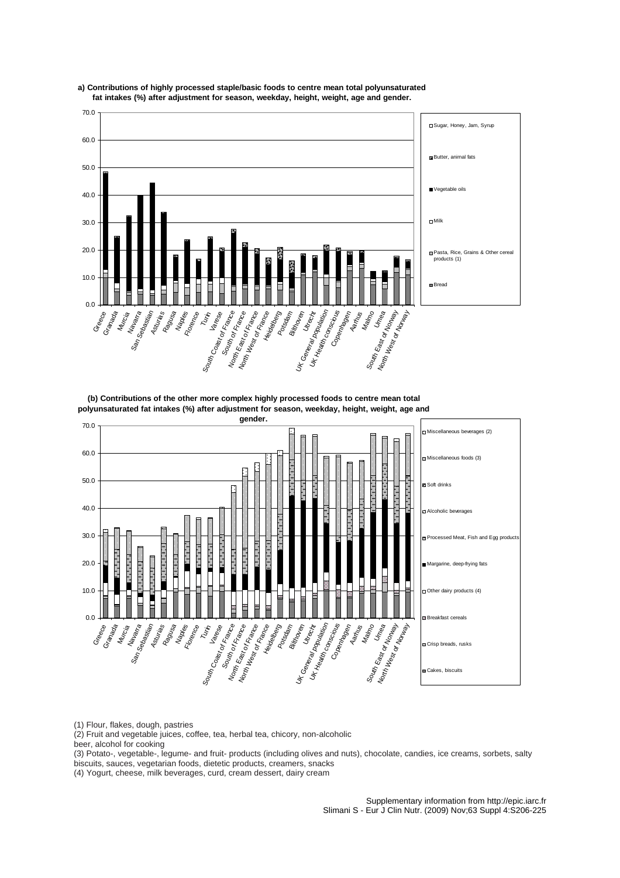**a) Contributions of highly processed staple/basic foods to centre mean total polyunsaturated fat intakes (%) after adjustment for season, weekday, height, weight, age and gender.**

**(b) Contributions of the other more complex highly processed foods to centre mean total polyunsaturated fat intakes (%) after adjustment for season, weekday, height, weight, age and gender.**

(1) Flour, flakes, dough, pastries

(2) Fruit and vegetable juices, coffee, tea, herbal tea, chicory, non-alcoholic beer, alcohol for cooking

(3) Potato-, vegetable-, legume- and fruit- products (including olives and nuts), chocolate, candies, ice creams, sorbets, salty biscuits, sauces, vegetarian foods, dietetic products, creamers, snacks

(4) Yogurt, cheese, milk beverages, curd, cream dessert, dairy cream

Supplementary information from http://epic.iarc.fr
Slimani S - Eur J Clin Nutr. (2009) Nov;63 Suppl 4:S206-225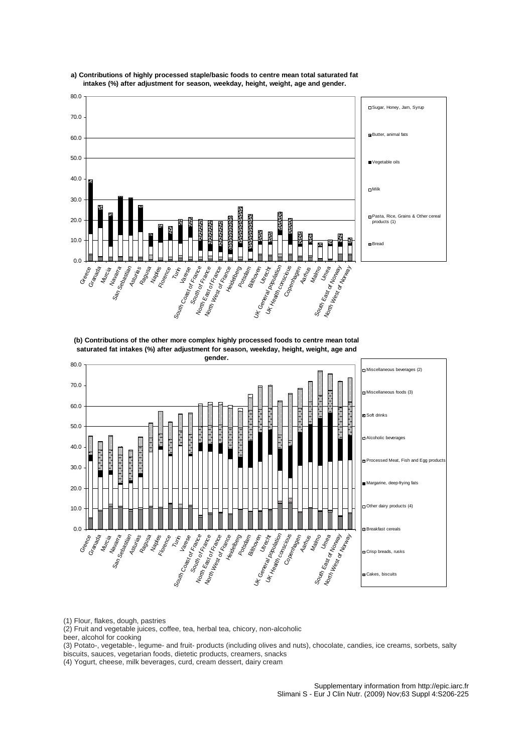**a) Contributions of highly processed staple/basic foods to centre mean total saturated fat intakes (%) after adjustment for season, weekday, height, weight, age and gender.**

**(b) Contributions of the other more complex highly processed foods to centre mean total saturated fat intakes (%) after adjustment for season, weekday, height, weight, age and gender.**

(1) Flour, flakes, dough, pastries

(2) Fruit and vegetable juices, coffee, tea, herbal tea, chicory, non-alcoholic beer, alcohol for cooking

(3) Potato-, vegetable-, legume- and fruit- products (including olives and nuts), chocolate, candies, ice creams, sorbets, salty biscuits, sauces, vegetarian foods, dietetic products, creamers, snacks

(4) Yogurt, cheese, milk beverages, curd, cream dessert, dairy cream

Supplementary information from http://epic.iarc.fr
Slimani S - Eur J Clin Nutr. (2009) Nov;63 Suppl 4:S206-225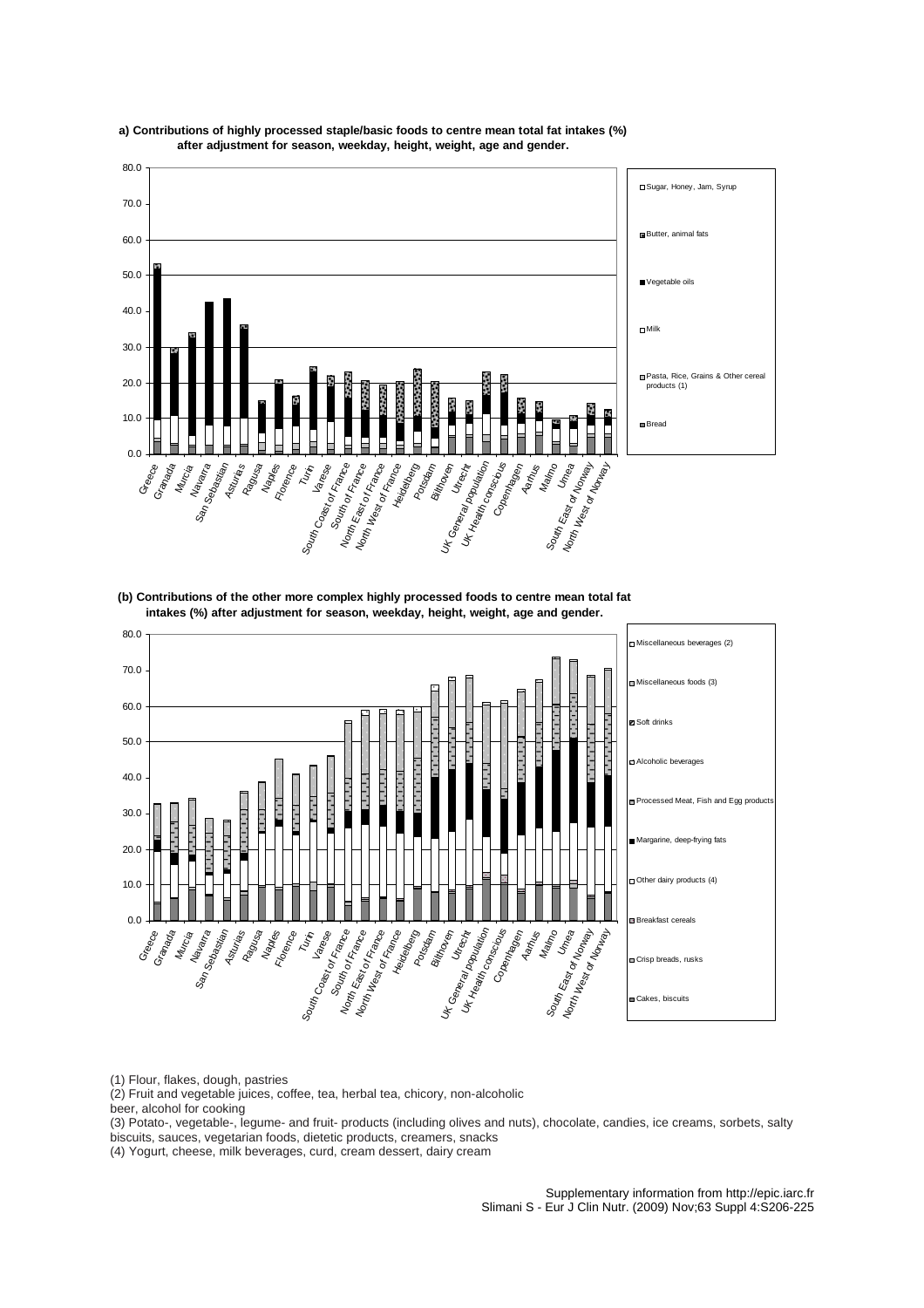**a) Contributions of highly processed staple/basic foods to centre mean total fat intakes (%) after adjustment for season, weekday, height, weight, age and gender.**

**(b) Contributions of the other more complex highly processed foods to centre mean total fat intakes (%) after adjustment for season, weekday, height, weight, age and gender.**

(1) Flour, flakes, dough, pastries

(2) Fruit and vegetable juices, coffee, tea, herbal tea, chicory, non-alcoholic beer, alcohol for cooking

(3) Potato-, vegetable-, legume- and fruit- products (including olives and nuts), chocolate, candies, ice creams, sorbets, salty biscuits, sauces, vegetarian foods, dietetic products, creamers, snacks

(4) Yogurt, cheese, milk beverages, curd, cream dessert, dairy cream

Supplementary information from http://epic.iarc.fr
Slimani S - Eur J Clin Nutr. (2009) Nov;63 Suppl 4:S206-225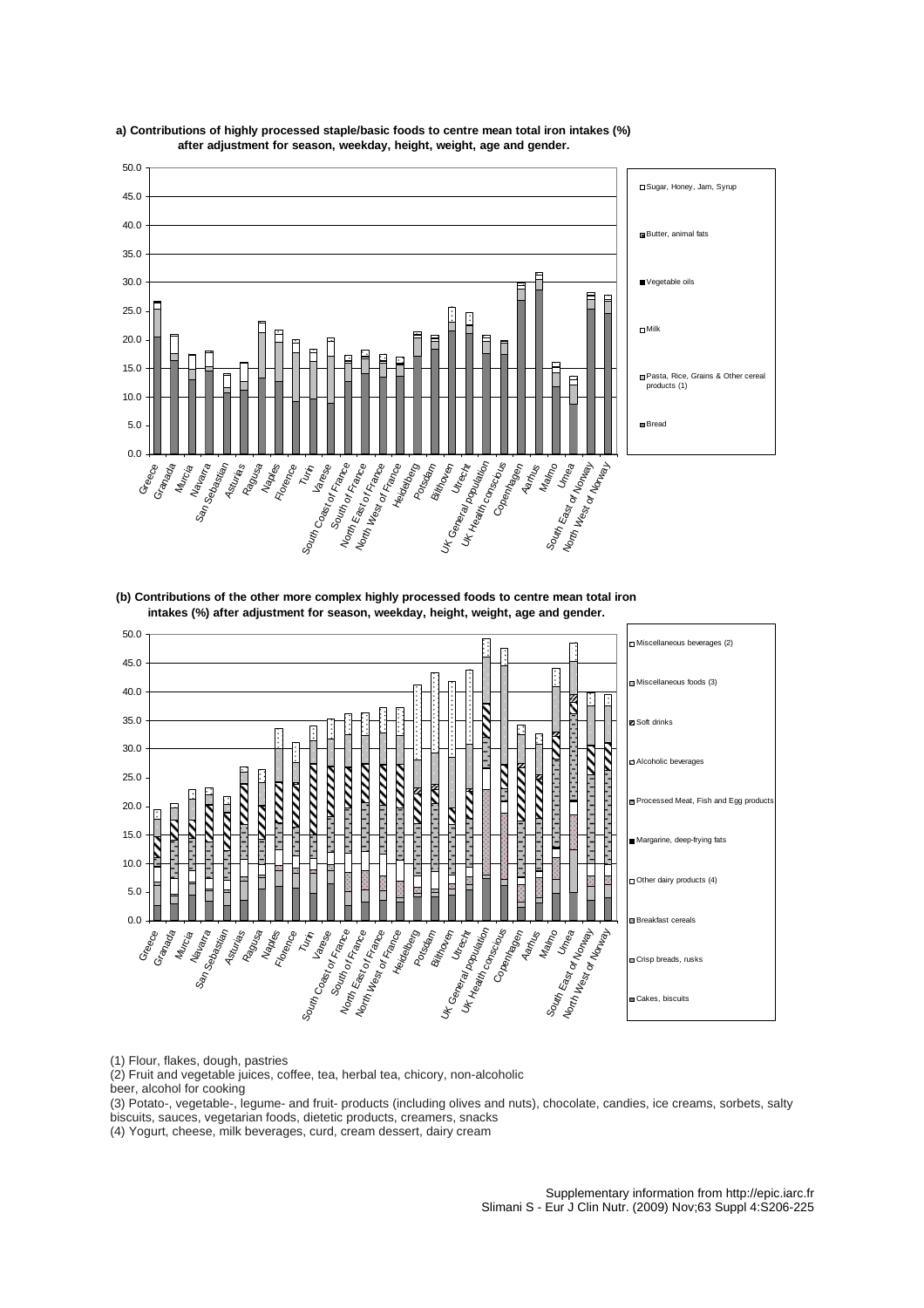**a) Contributions of highly processed staple/basic foods to centre mean total iron intakes (%) after adjustment for season, weekday, height, weight, age and gender.**

**(b) Contributions of the other more complex highly processed foods to centre mean total iron intakes (%) after adjustment for season, weekday, height, weight, age and gender.**

(1) Flour, flakes, dough, pastries

(2) Fruit and vegetable juices, coffee, tea, herbal tea, chicory, non-alcoholic beer, alcohol for cooking

(3) Potato-, vegetable-, legume- and fruit- products (including olives and nuts), chocolate, candies, ice creams, sorbets, salty biscuits, sauces, vegetarian foods, dietetic products, creamers, snacks

(4) Yogurt, cheese, milk beverages, curd, cream dessert, dairy cream

Supplementary information from http://epic.iarc.fr
Slimani S - Eur J Clin Nutr. (2009) Nov;63 Suppl 4:S206-225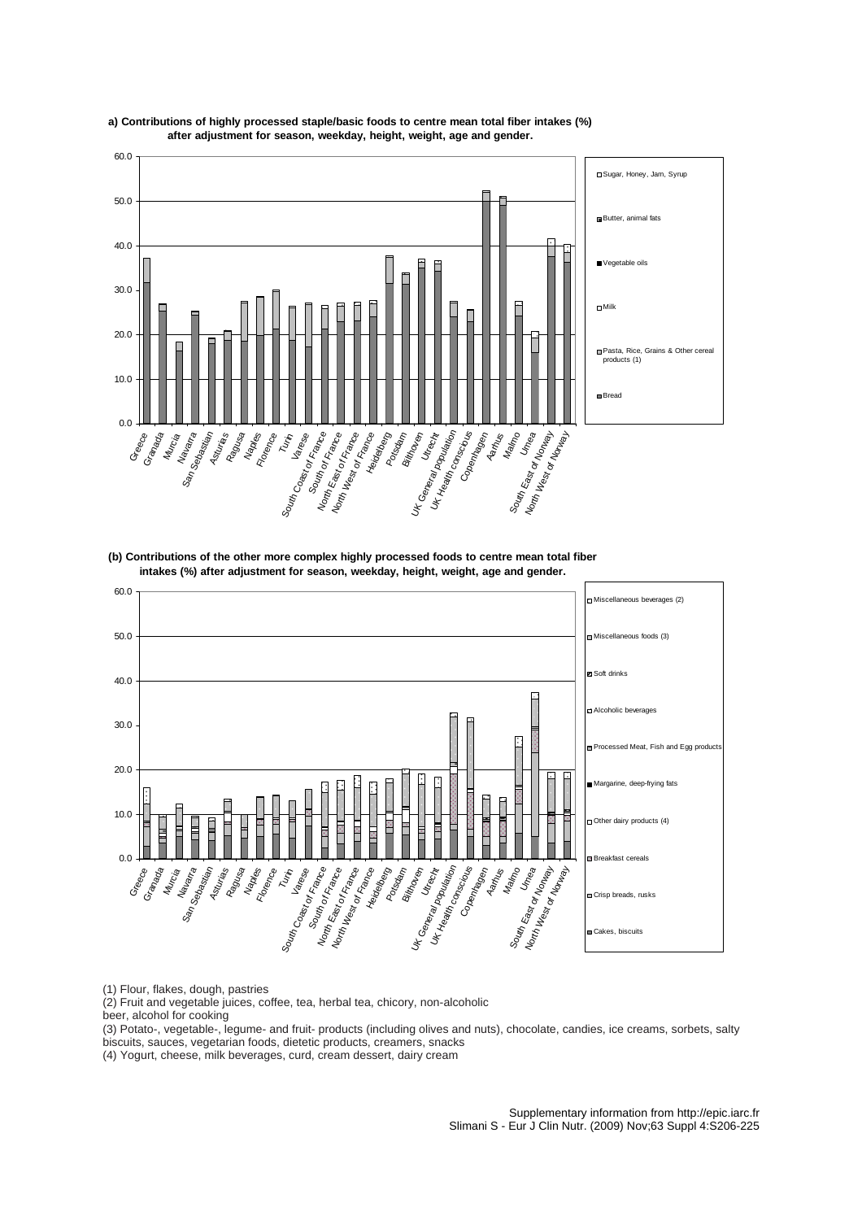**a) Contributions of highly processed staple/basic foods to centre mean total fiber intakes (%) after adjustment for season, weekday, height, weight, age and gender.**

**(b) Contributions of the other more complex highly processed foods to centre mean total fiber intakes (%) after adjustment for season, weekday, height, weight, age and gender.**

(1) Flour, flakes, dough, pastries

(2) Fruit and vegetable juices, coffee, tea, herbal tea, chicory, non-alcoholic beer, alcohol for cooking

(3) Potato-, vegetable-, legume- and fruit- products (including olives and nuts), chocolate, candies, ice creams, sorbets, salty biscuits, sauces, vegetarian foods, dietetic products, creamers, snacks

(4) Yogurt, cheese, milk beverages, curd, cream dessert, dairy cream

Supplementary information from http://epic.iarc.fr
Slimani S - Eur J Clin Nutr. (2009) Nov;63 Suppl 4:S206-225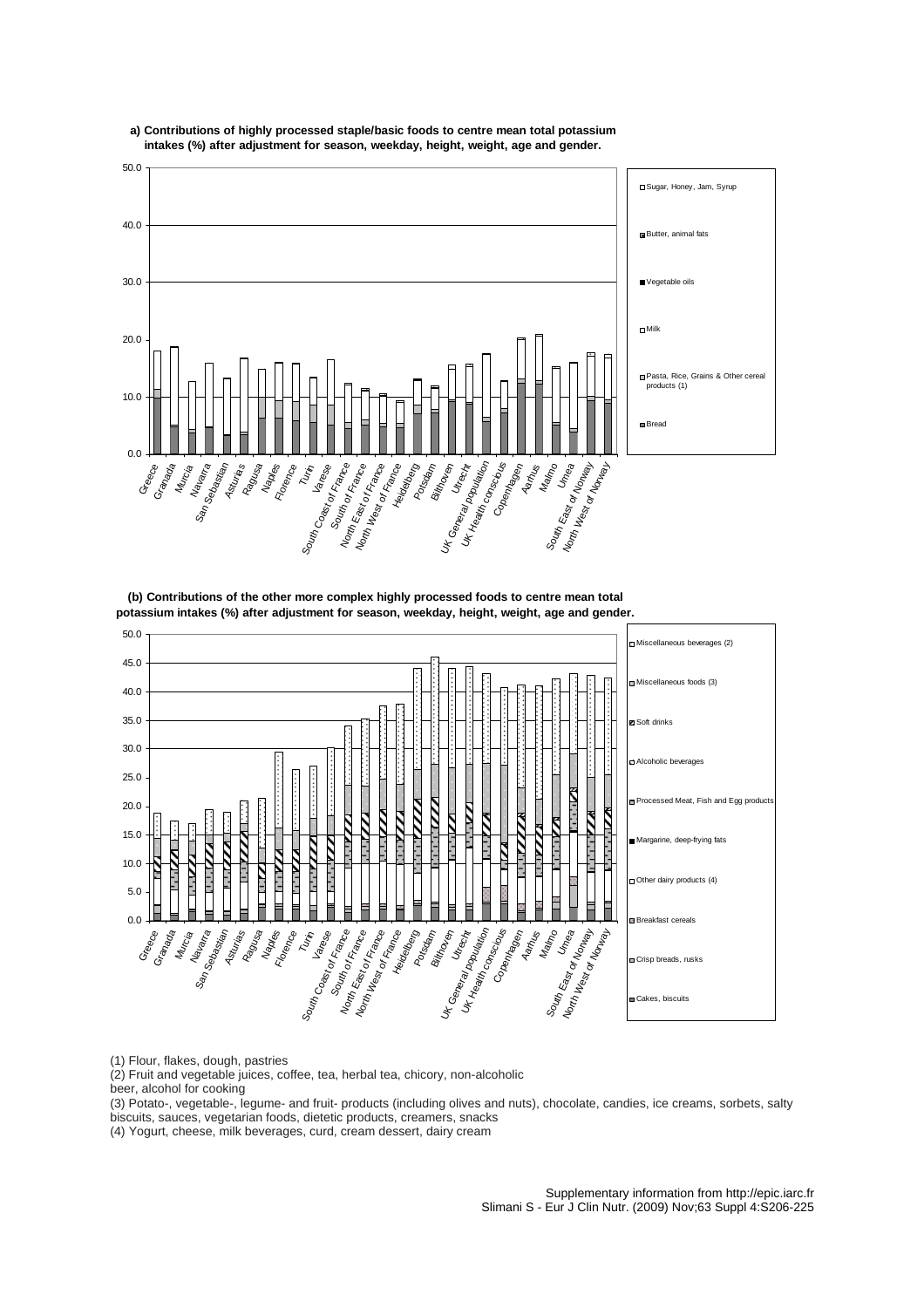**a) Contributions of highly processed staple/basic foods to centre mean total potassium intakes (%) after adjustment for season, weekday, height, weight, age and gender.**

**(b) Contributions of the other more complex highly processed foods to centre mean total potassium intakes (%) after adjustment for season, weekday, height, weight, age and gender.**

(1) Flour, flakes, dough, pastries

(2) Fruit and vegetable juices, coffee, tea, herbal tea, chicory, non-alcoholic beer, alcohol for cooking

(3) Potato-, vegetable-, legume- and fruit- products (including olives and nuts), chocolate, candies, ice creams, sorbets, salty biscuits, sauces, vegetarian foods, dietetic products, creamers, snacks

(4) Yogurt, cheese, milk beverages, curd, cream dessert, dairy cream

Supplementary information from http://epic.iarc.fr
Slimani S - Eur J Clin Nutr. (2009) Nov;63 Suppl 4:S206-225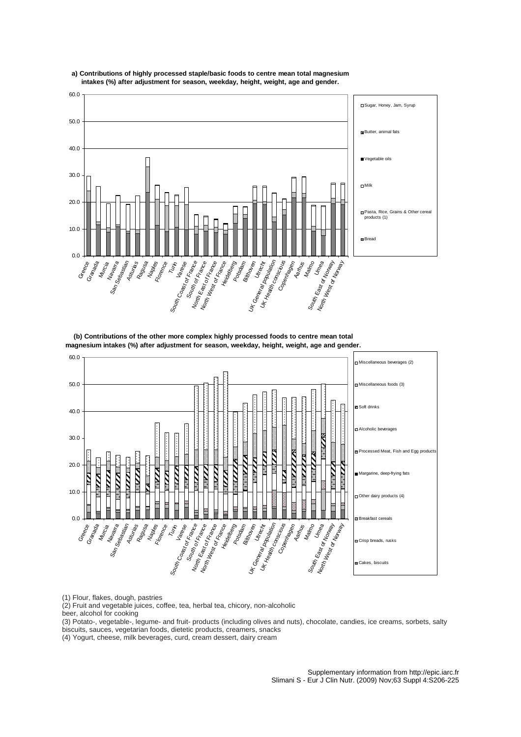**a) Contributions of highly processed staple/basic foods to centre mean total magnesium intakes (%) after adjustment for season, weekday, height, weight, age and gender.**

**(b) Contributions of the other more complex highly processed foods to centre mean total magnesium intakes (%) after adjustment for season, weekday, height, weight, age and gender.**

(1) Flour, flakes, dough, pastries

(2) Fruit and vegetable juices, coffee, tea, herbal tea, chicory, non-alcoholic beer, alcohol for cooking

(3) Potato-, vegetable-, legume- and fruit- products (including olives and nuts), chocolate, candies, ice creams, sorbets, salty biscuits, sauces, vegetarian foods, dietetic products, creamers, snacks

(4) Yogurt, cheese, milk beverages, curd, cream dessert, dairy cream

Supplementary information from http://epic.iarc.fr
Slimani S - Eur J Clin Nutr. (2009) Nov;63 Suppl 4:S206-225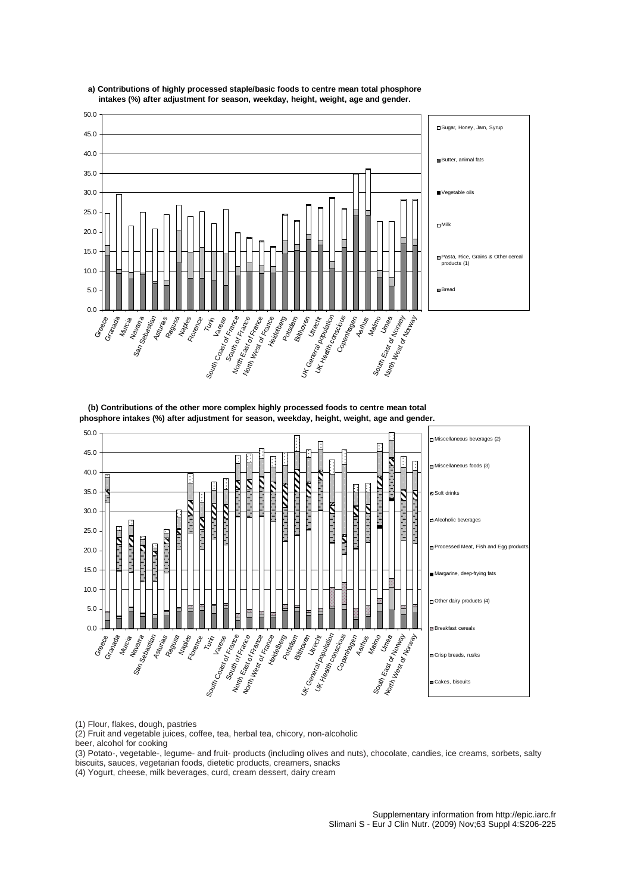**a) Contributions of highly processed staple/basic foods to centre mean total phosphore intakes (%) after adjustment for season, weekday, height, weight, age and gender.**

**(b) Contributions of the other more complex highly processed foods to centre mean total phosphore intakes (%) after adjustment for season, weekday, height, weight, age and gender.**

(1) Flour, flakes, dough, pastries

(2) Fruit and vegetable juices, coffee, tea, herbal tea, chicory, non-alcoholic beer, alcohol for cooking

(3) Potato-, vegetable-, legume- and fruit- products (including olives and nuts), chocolate, candies, ice creams, sorbets, salty biscuits, sauces, vegetarian foods, dietetic products, creamers, snacks

(4) Yogurt, cheese, milk beverages, curd, cream dessert, dairy cream

Supplementary information from http://epic.iarc.fr
Slimani S - Eur J Clin Nutr. (2009) Nov;63 Suppl 4:S206-225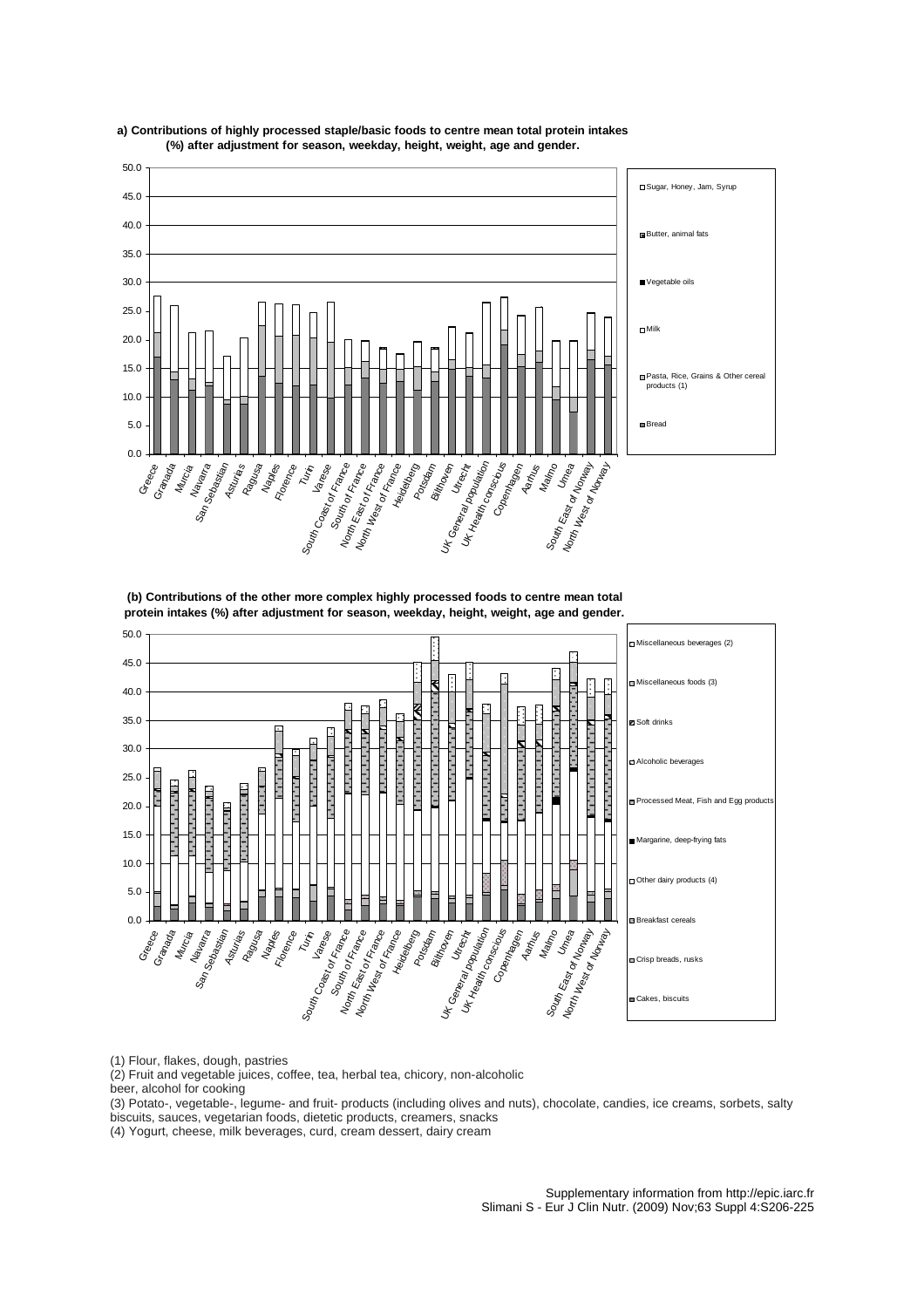**a) Contributions of highly processed staple/basic foods to centre mean total protein intakes (%) after adjustment for season, weekday, height, weight, age and gender.**

**(b) Contributions of the other more complex highly processed foods to centre mean total protein intakes (%) after adjustment for season, weekday, height, weight, age and gender.**

(1) Flour, flakes, dough, pastries

(2) Fruit and vegetable juices, coffee, tea, herbal tea, chicory, non-alcoholic beer, alcohol for cooking

(3) Potato-, vegetable-, legume- and fruit- products (including olives and nuts), chocolate, candies, ice creams, sorbets, salty biscuits, sauces, vegetarian foods, dietetic products, creamers, snacks

(4) Yogurt, cheese, milk beverages, curd, cream dessert, dairy cream

Supplementary information from http://epic.iarc.fr
Slimani S - Eur J Clin Nutr. (2009) Nov;63 Suppl 4:S206-225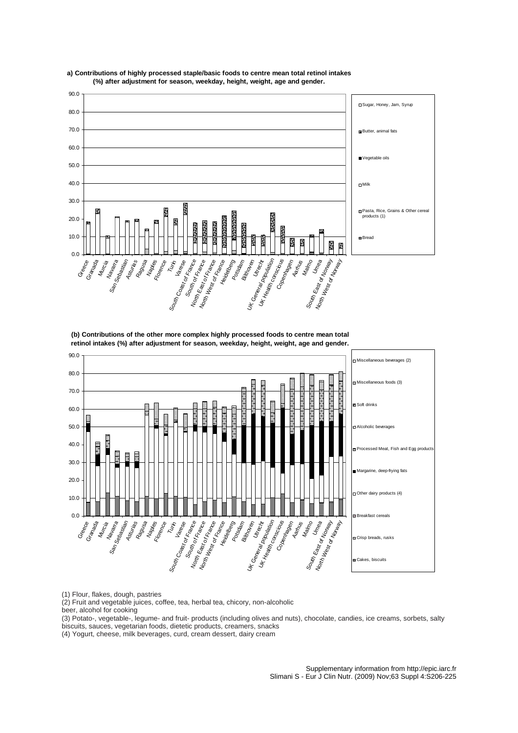**a) Contributions of highly processed staple/basic foods to centre mean total retinol intakes (%) after adjustment for season, weekday, height, weight, age and gender.**

**(b) Contributions of the other more complex highly processed foods to centre mean total retinol intakes (%) after adjustment for season, weekday, height, weight, age and gender.**

(1) Flour, flakes, dough, pastries

(2) Fruit and vegetable juices, coffee, tea, herbal tea, chicory, non-alcoholic beer, alcohol for cooking

(3) Potato-, vegetable-, legume- and fruit- products (including olives and nuts), chocolate, candies, ice creams, sorbets, salty biscuits, sauces, vegetarian foods, dietetic products, creamers, snacks

(4) Yogurt, cheese, milk beverages, curd, cream dessert, dairy cream

Supplementary information from http://epic.iarc.fr
Slimani S - Eur J Clin Nutr. (2009) Nov;63 Suppl 4:S206-225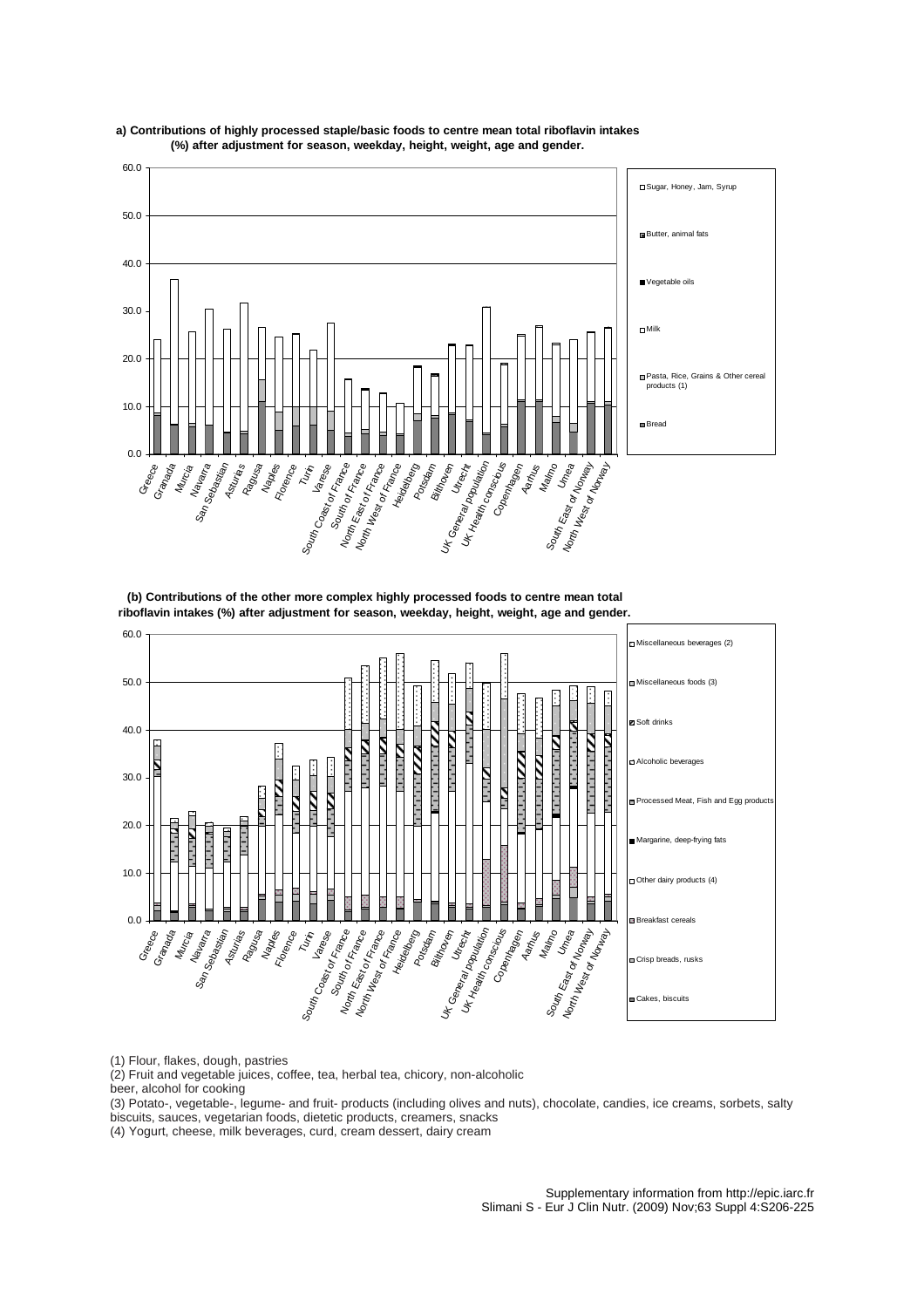**a) Contributions of highly processed staple/basic foods to centre mean total riboflavin intakes (%) after adjustment for season, weekday, height, weight, age and gender.**

**(b) Contributions of the other more complex highly processed foods to centre mean total riboflavin intakes (%) after adjustment for season, weekday, height, weight, age and gender.**

(1) Flour, flakes, dough, pastries

(2) Fruit and vegetable juices, coffee, tea, herbal tea, chicory, non-alcoholic beer, alcohol for cooking

(3) Potato-, vegetable-, legume- and fruit- products (including olives and nuts), chocolate, candies, ice creams, sorbets, salty biscuits, sauces, vegetarian foods, dietetic products, creamers, snacks

(4) Yogurt, cheese, milk beverages, curd, cream dessert, dairy cream

Supplementary information from http://epic.iarc.fr

Slimani S - Eur J Clin Nutr. (2009) Nov;63 Suppl 4:S206-225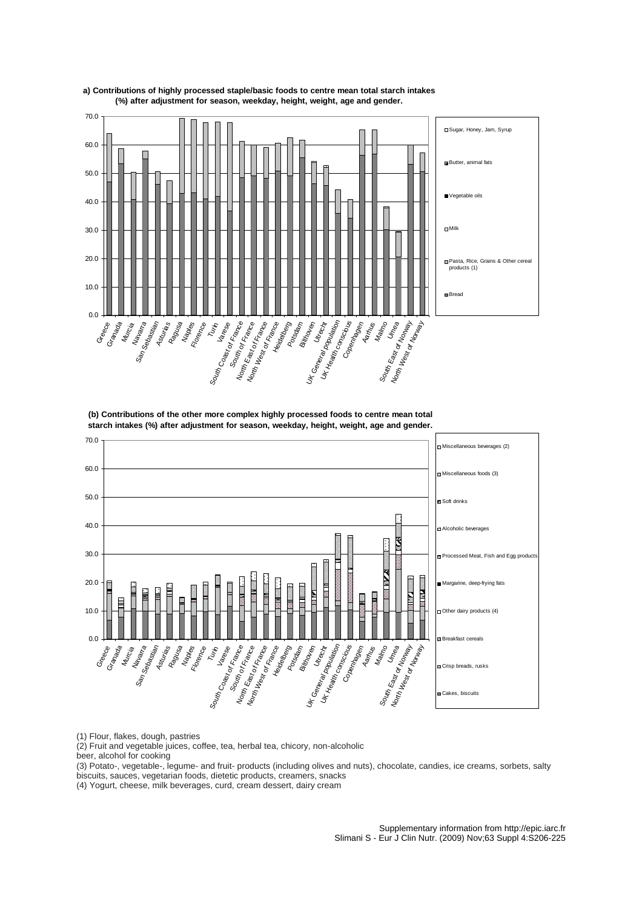**a) Contributions of highly processed staple/basic foods to centre mean total starch intakes (%) after adjustment for season, weekday, height, weight, age and gender.**

**(b) Contributions of the other more complex highly processed foods to centre mean total starch intakes (%) after adjustment for season, weekday, height, weight, age and gender.**

(1) Flour, flakes, dough, pastries

(2) Fruit and vegetable juices, coffee, tea, herbal tea, chicory, non-alcoholic beer, alcohol for cooking

(3) Potato-, vegetable-, legume- and fruit- products (including olives and nuts), chocolate, candies, ice creams, sorbets, salty biscuits, sauces, vegetarian foods, dietetic products, creamers, snacks

(4) Yogurt, cheese, milk beverages, curd, cream dessert, dairy cream

Supplementary information from http://epic.iarc.fr
Slimani S - Eur J Clin Nutr. (2009) Nov;63 Suppl 4:S206-225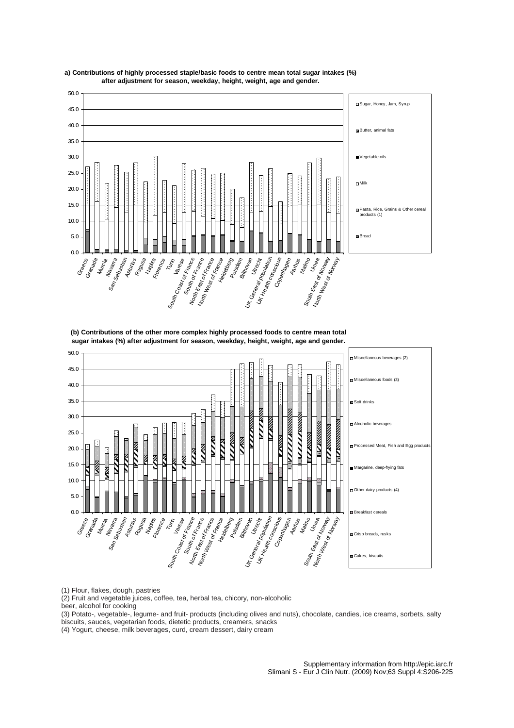**a) Contributions of highly processed staple/basic foods to centre mean total sugar intakes (%) after adjustment for season, weekday, height, weight, age and gender.**

**(b) Contributions of the other more complex highly processed foods to centre mean total sugar intakes (%) after adjustment for season, weekday, height, weight, age and gender.**

(1) Flour, flakes, dough, pastries

(2) Fruit and vegetable juices, coffee, tea, herbal tea, chicory, non-alcoholic beer, alcohol for cooking

(3) Potato-, vegetable-, legume- and fruit- products (including olives and nuts), chocolate, candies, ice creams, sorbets, salty biscuits, sauces, vegetarian foods, dietetic products, creamers, snacks

(4) Yogurt, cheese, milk beverages, curd, cream dessert, dairy cream

Supplementary information from http://epic.iarc.fr
Slimani S - Eur J Clin Nutr. (2009) Nov;63 Suppl 4:S206-225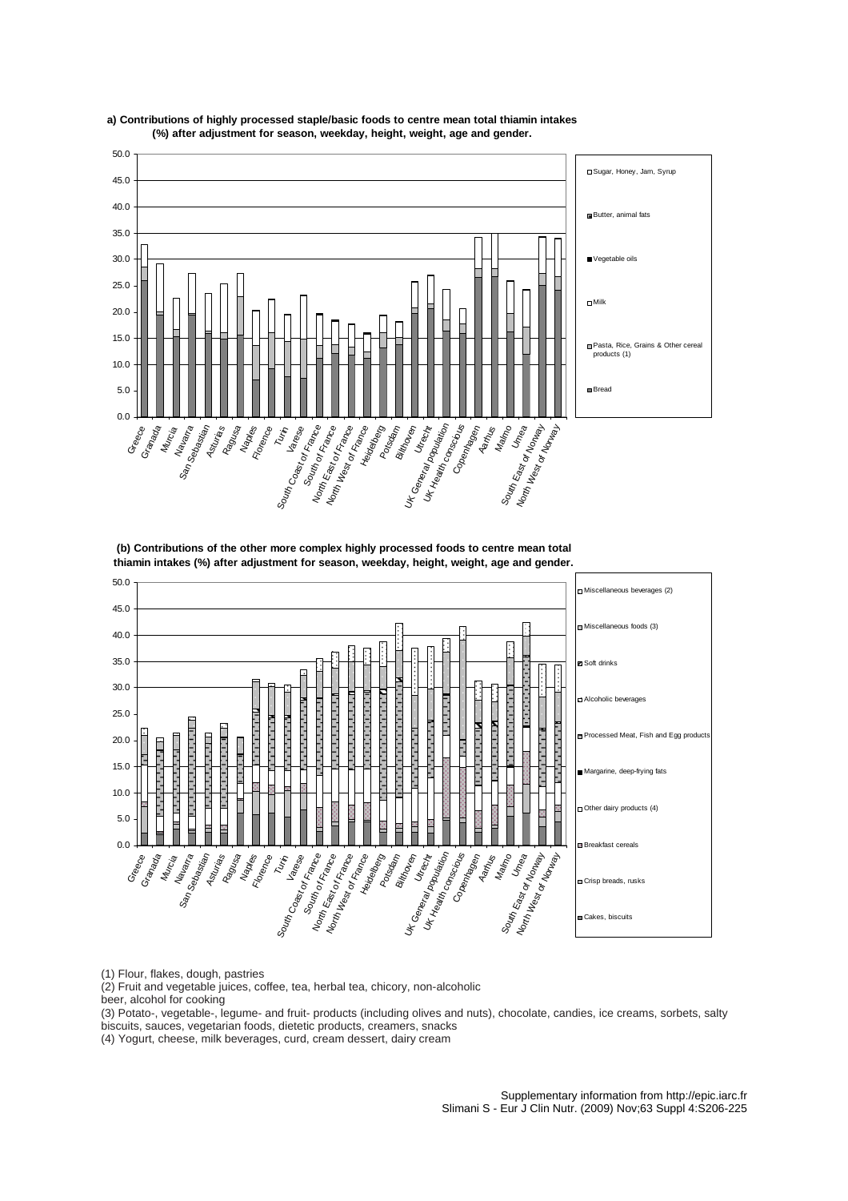**a) Contributions of highly processed staple/basic foods to centre mean total thiamin intakes (%) after adjustment for season, weekday, height, weight, age and gender.**

**(b) Contributions of the other more complex highly processed foods to centre mean total thiamin intakes (%) after adjustment for season, weekday, height, weight, age and gender.**

(1) Flour, flakes, dough, pastries

(2) Fruit and vegetable juices, coffee, tea, herbal tea, chicory, non-alcoholic beer, alcohol for cooking

(3) Potato-, vegetable-, legume- and fruit- products (including olives and nuts), chocolate, candies, ice creams, sorbets, salty biscuits, sauces, vegetarian foods, dietetic products, creamers, snacks

(4) Yogurt, cheese, milk beverages, curd, cream dessert, dairy cream

Supplementary information from http://epic.iarc.fr
Slimani S - Eur J Clin Nutr. (2009) Nov;63 Suppl 4:S206-225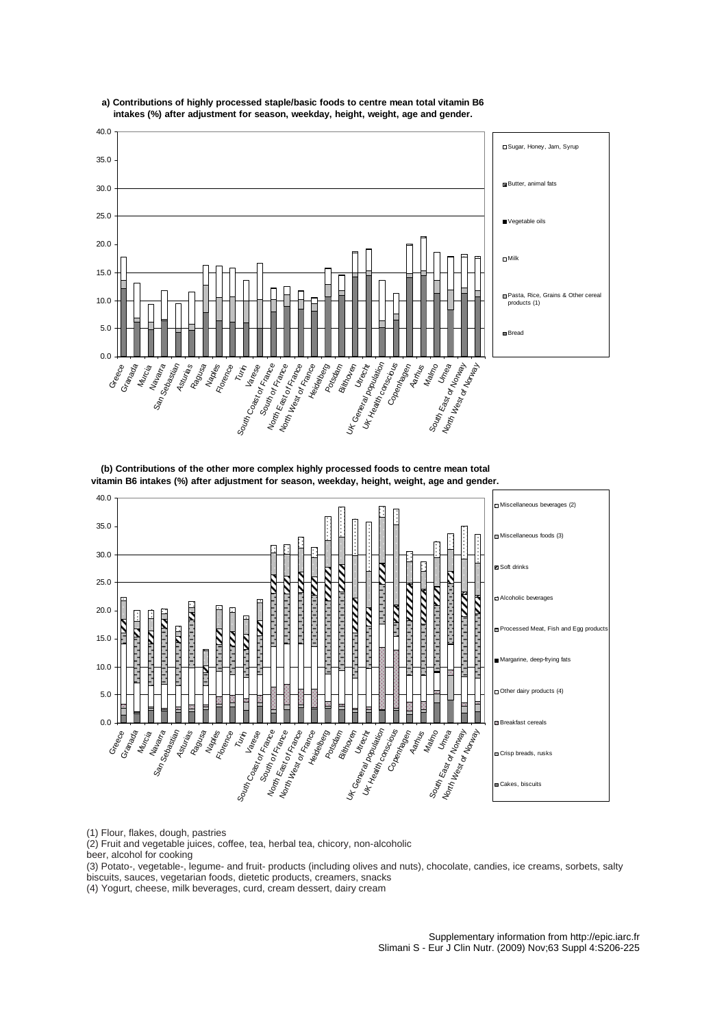**a) Contributions of highly processed staple/basic foods to centre mean total vitamin B6 intakes (%) after adjustment for season, weekday, height, weight, age and gender.**

**(b) Contributions of the other more complex highly processed foods to centre mean total vitamin B6 intakes (%) after adjustment for season, weekday, height, weight, age and gender.**

(1) Flour, flakes, dough, pastries

(2) Fruit and vegetable juices, coffee, tea, herbal tea, chicory, non-alcoholic beer, alcohol for cooking

(3) Potato-, vegetable-, legume- and fruit- products (including olives and nuts), chocolate, candies, ice creams, sorbets, salty biscuits, sauces, vegetarian foods, dietetic products, creamers, snacks

(4) Yogurt, cheese, milk beverages, curd, cream dessert, dairy cream

Supplementary information from http://epic.iarc.fr
Slimani S - Eur J Clin Nutr. (2009) Nov;63 Suppl 4:S206-225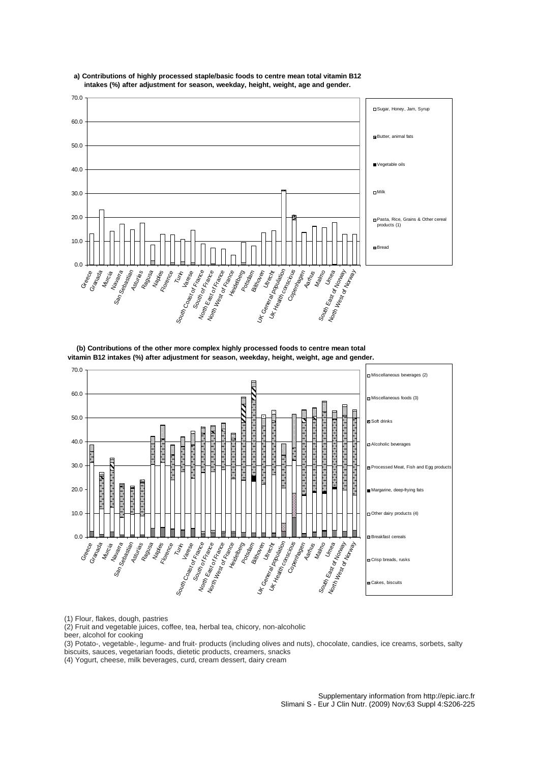**a) Contributions of highly processed staple/basic foods to centre mean total vitamin B12 intakes (%) after adjustment for season, weekday, height, weight, age and gender.**

**(b) Contributions of the other more complex highly processed foods to centre mean total vitamin B12 intakes (%) after adjustment for season, weekday, height, weight, age and gender.**

(1) Flour, flakes, dough, pastries

(2) Fruit and vegetable juices, coffee, tea, herbal tea, chicory, non-alcoholic beer, alcohol for cooking

(3) Potato-, vegetable-, legume- and fruit- products (including olives and nuts), chocolate, candies, ice creams, sorbets, salty biscuits, sauces, vegetarian foods, dietetic products, creamers, snacks

(4) Yogurt, cheese, milk beverages, curd, cream dessert, dairy cream

Supplementary information from http://epic.iarc.fr
Slimani S - Eur J Clin Nutr. (2009) Nov;63 Suppl 4:S206-225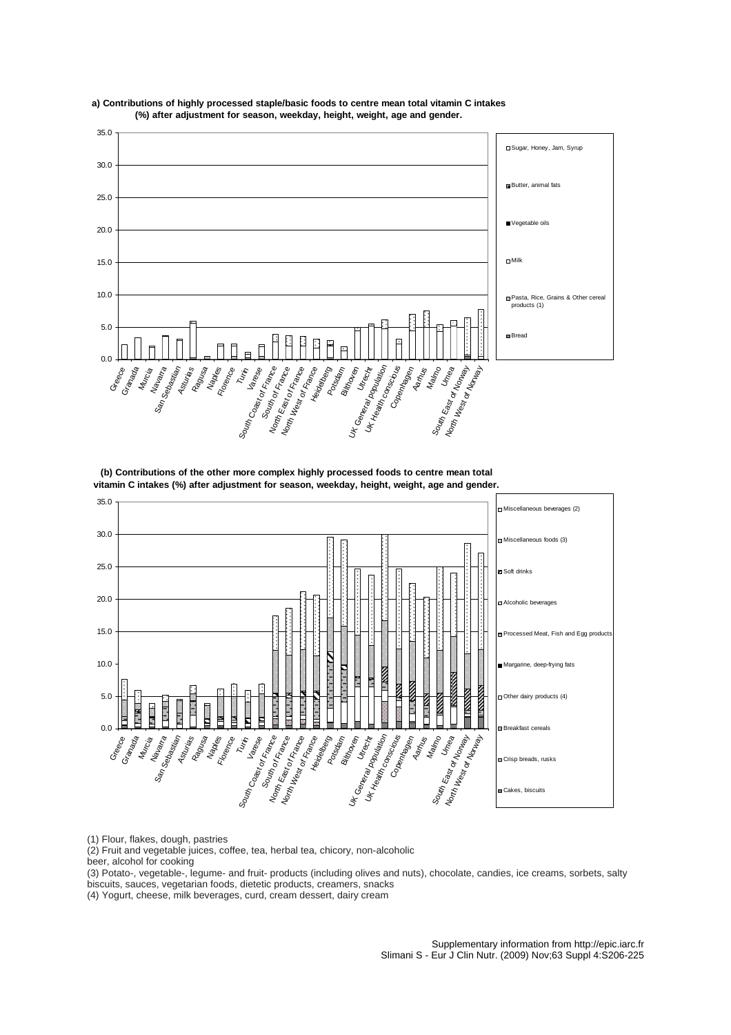**a) Contributions of highly processed staple/basic foods to centre mean total vitamin C intakes (%) after adjustment for season, weekday, height, weight, age and gender.**

**(b) Contributions of the other more complex highly processed foods to centre mean total vitamin C intakes (%) after adjustment for season, weekday, height, weight, age and gender.**

(1) Flour, flakes, dough, pastries

(2) Fruit and vegetable juices, coffee, tea, herbal tea, chicory, non-alcoholic beer, alcohol for cooking

(3) Potato-, vegetable-, legume- and fruit- products (including olives and nuts), chocolate, candies, ice creams, sorbets, salty biscuits, sauces, vegetarian foods, dietetic products, creamers, snacks

(4) Yogurt, cheese, milk beverages, curd, cream dessert, dairy cream

Supplementary information from http://epic.iarc.fr
Slimani S - Eur J Clin Nutr. (2009) Nov;63 Suppl 4:S206-225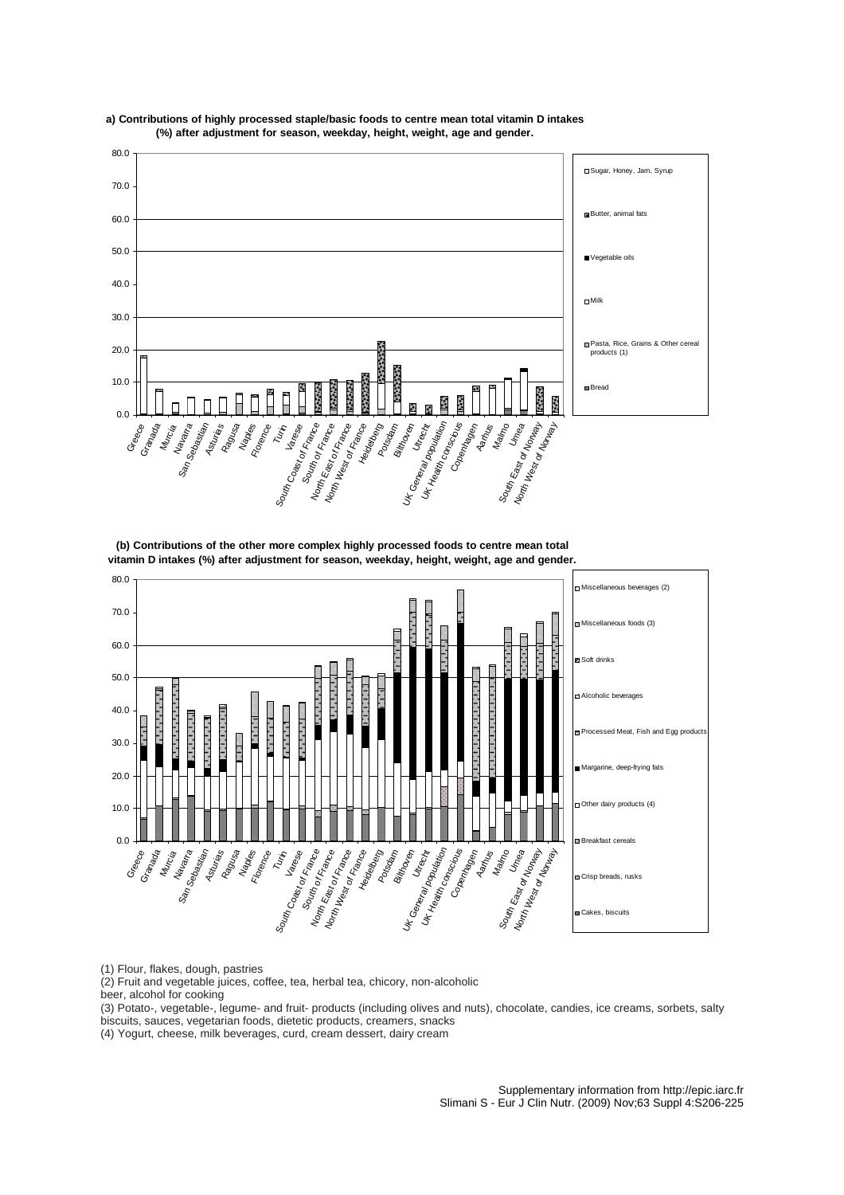**a) Contributions of highly processed staple/basic foods to centre mean total vitamin D intakes (%) after adjustment for season, weekday, height, weight, age and gender.**

**(b) Contributions of the other more complex highly processed foods to centre mean total vitamin D intakes (%) after adjustment for season, weekday, height, weight, age and gender.**

(1) Flour, flakes, dough, pastries

(2) Fruit and vegetable juices, coffee, tea, herbal tea, chicory, non-alcoholic beer, alcohol for cooking

(3) Potato-, vegetable-, legume- and fruit- products (including olives and nuts), chocolate, candies, ice creams, sorbets, salty biscuits, sauces, vegetarian foods, dietetic products, creamers, snacks

(4) Yogurt, cheese, milk beverages, curd, cream dessert, dairy cream

Supplementary information from http://epic.iarc.fr
Slimani S - Eur J Clin Nutr. (2009) Nov;63 Suppl 4:S206-225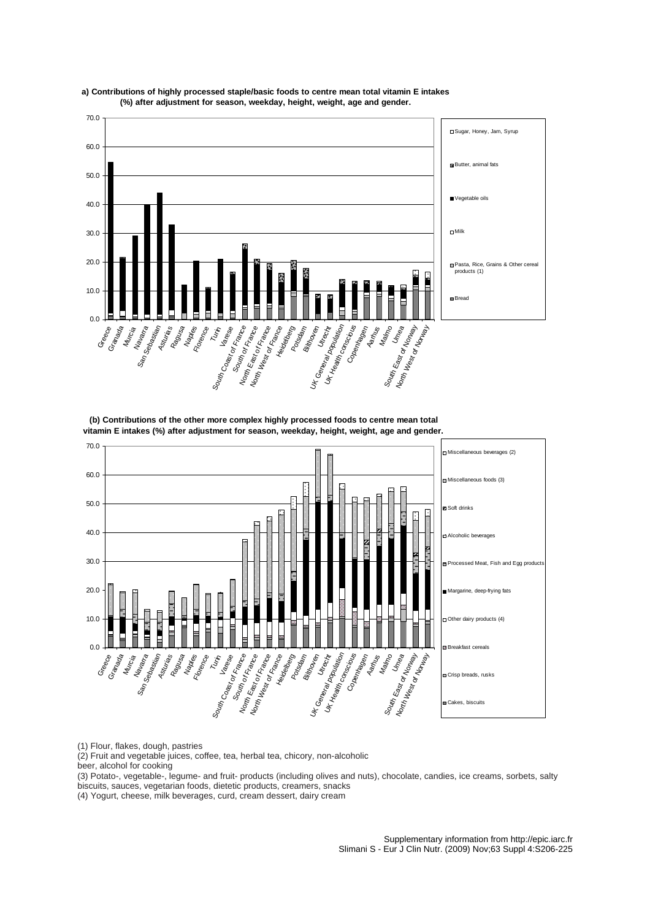**a) Contributions of highly processed staple/basic foods to centre mean total vitamin E intakes (%) after adjustment for season, weekday, height, weight, age and gender.**

**(b) Contributions of the other more complex highly processed foods to centre mean total vitamin E intakes (%) after adjustment for season, weekday, height, weight, age and gender.**

(1) Flour, flakes, dough, pastries

(2) Fruit and vegetable juices, coffee, tea, herbal tea, chicory, non-alcoholic beer, alcohol for cooking

(3) Potato-, vegetable-, legume- and fruit- products (including olives and nuts), chocolate, candies, ice creams, sorbets, salty biscuits, sauces, vegetarian foods, dietetic products, creamers, snacks

(4) Yogurt, cheese, milk beverages, curd, cream dessert, dairy cream

Supplementary information from http://epic.iarc.fr
Slimani S - Eur J Clin Nutr. (2009) Nov;63 Suppl 4:S206-225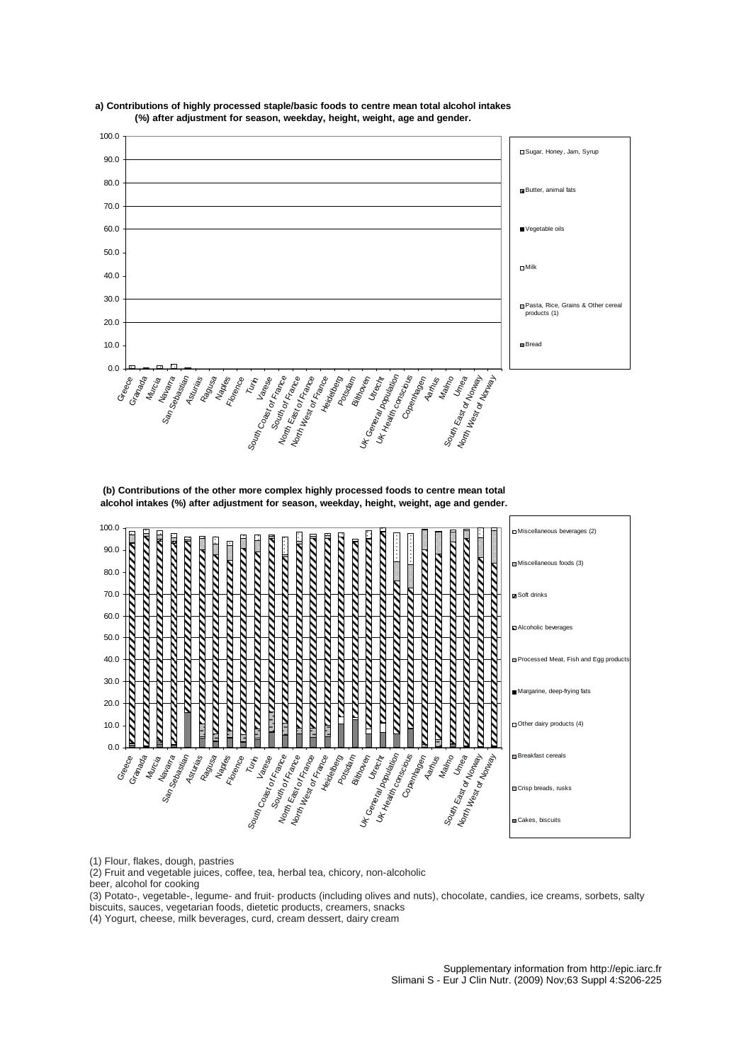**a) Contributions of highly processed staple/basic foods to centre mean total alcohol intakes (%) after adjustment for season, weekday, height, weight, age and gender.**

100.0
90.0
80.0
70.0
60.0
50.0
40.0
30.0
20.0
10.0
0.0

Greece
Granada
Murcia
Navarra
San Sebastian
Asturias
Ragusa
Naples
Florence
Turin
Varese
South Coast of France
South of France
North East of France
North West of France
Heidelberg
Potsdam
Bilthoven
Utrecht
UK General population
UK Health conscious
Copenhagen
Aarhus
Malmo
Umea
South East of Norway
North West of Norway

Sugar, Honey, Jam, Syrup
Butter, animal fats
Vegetable oils
Milk
Pasta, Rice, Grains & Other cereal products (1)
Bread

**(b) Contributions of the other more complex highly processed foods to centre mean total alcohol intakes (%) after adjustment for season, weekday, height, weight, age and gender.**

100.0
90.0
80.0
70.0
60.0
50.0
40.0
30.0
20.0
10.0
0.0

Greece
Granada
Murcia
Navarra
San Sebastian
Asturias
Ragusa
Naples
Florence
Turin
Varese
South Coast of France
South of France
North East of France
North West of France
Heidelberg
Potsdam
Bilthoven
Utrecht
UK General population
UK Health conscious
Copenhagen
Aarhus
Malmo
Umea
South East of Norway
North West of Norway

Miscellaneous beverages (2)
Miscellaneous foods (3)
Soft drinks
Alcoholic beverages
Processed Meat, Fish and Egg products
Margarine, deep-frying fats
Other dairy products (4)
Breakfast cereals
Crisp breads, rusks
Cakes, biscuits

(1) Flour, flakes, dough, pastries
(2) Fruit and vegetable juices, coffee, tea, herbal tea, chicory, non-alcoholic beer, alcohol for cooking
(3) Potato-, vegetable-, legume- and fruit- products (including olives and nuts), chocolate, candies, ice creams, sorbets, salty biscuits, sauces, vegetarian foods, dietetic products, creamers, snacks
(4) Yogurt, cheese, milk beverages, curd, cream dessert, dairy cream

Supplementary information from http://epic.iarc.fr
Slimani S - Eur J Clin Nutr. (2009) Nov;63 Suppl 4:S206-225